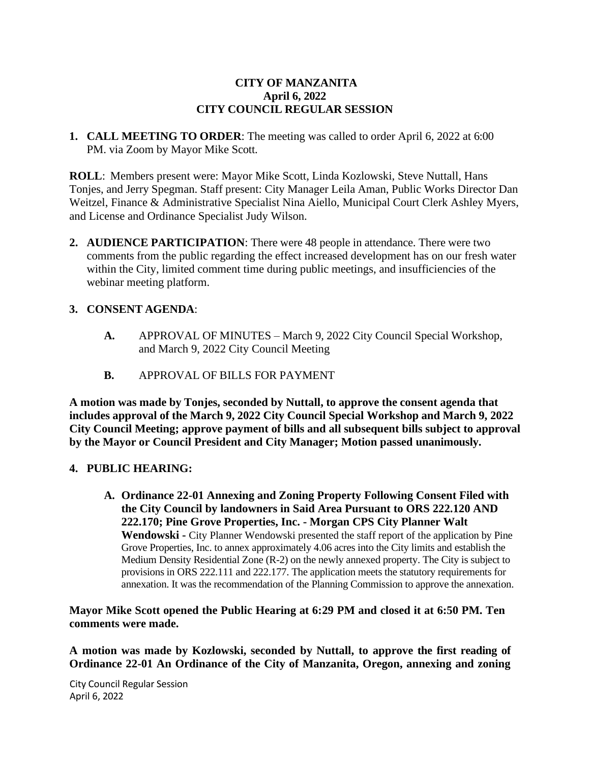# CITY OF MANZANITA
## April 6, 2022
## CITY COUNCIL REGULAR SESSION

1. **CALL MEETING TO ORDER**: The meeting was called to order April 6, 2022 at 6:00 PM. via Zoom by Mayor Mike Scott.

**ROLL**: Members present were: Mayor Mike Scott, Linda Kozlowski, Steve Nuttall, Hans Tonjes, and Jerry Spegman. Staff present: City Manager Leila Aman, Public Works Director Dan Weitzel, Finance & Administrative Specialist Nina Aiello, Municipal Court Clerk Ashley Myers, and License and Ordinance Specialist Judy Wilson.

2. **AUDIENCE PARTICIPATION**: There were 48 people in attendance. There were two comments from the public regarding the effect increased development has on our fresh water within the City, limited comment time during public meetings, and insufficiencies of the webinar meeting platform.

3. **CONSENT AGENDA**:

   **A.** APPROVAL OF MINUTES – March 9, 2022 City Council Special Workshop, and March 9, 2022 City Council Meeting

   **B.** APPROVAL OF BILLS FOR PAYMENT

**A motion was made by Tonjes, seconded by Nuttall, to approve the consent agenda that includes approval of the March 9, 2022 City Council Special Workshop and March 9, 2022 City Council Meeting; approve payment of bills and all subsequent bills subject to approval by the Mayor or Council President and City Manager; Motion passed unanimously.**

4. **PUBLIC HEARING:**

   **A. Ordinance 22-01 Annexing and Zoning Property Following Consent Filed with the City Council by landowners in Said Area Pursuant to ORS 222.120 AND 222.170; Pine Grove Properties, Inc. - Morgan CPS City Planner Walt Wendowski -** City Planner Wendowski presented the staff report of the application by Pine Grove Properties, Inc. to annex approximately 4.06 acres into the City limits and establish the Medium Density Residential Zone (R-2) on the newly annexed property. The City is subject to provisions in ORS 222.111 and 222.177. The application meets the statutory requirements for annexation. It was the recommendation of the Planning Commission to approve the annexation.

**Mayor Mike Scott opened the Public Hearing at 6:29 PM and closed it at 6:50 PM. Ten comments were made.**

**A motion was made by Kozlowski, seconded by Nuttall, to approve the first reading of Ordinance 22-01 An Ordinance of the City of Manzanita, Oregon, annexing and zoning**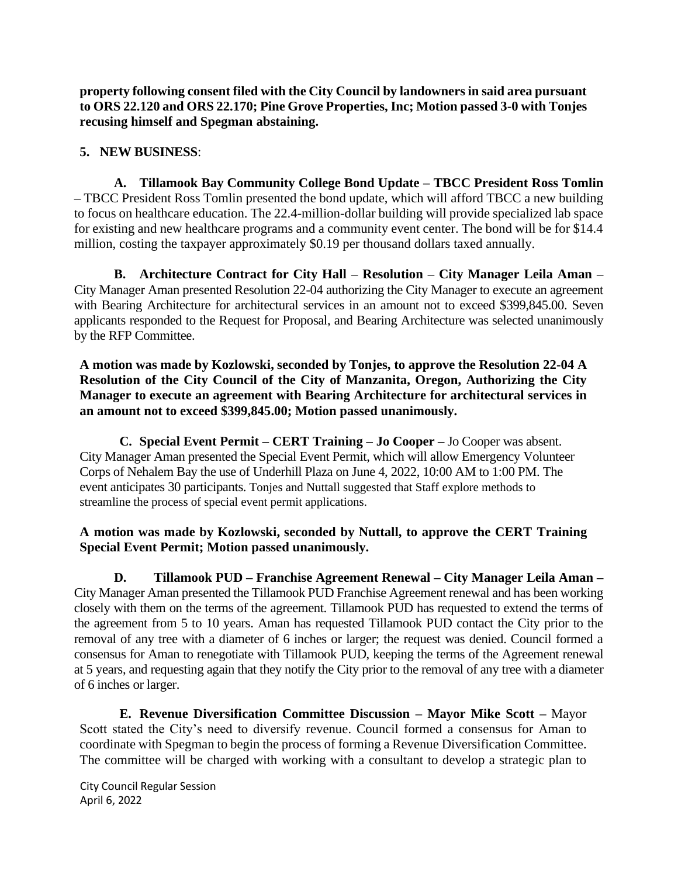**property following consent filed with the City Council by landowners in said area pursuant to ORS 22.120 and ORS 22.170; Pine Grove Properties, Inc; Motion passed 3-0 with Tonjes recusing himself and Spegman abstaining.**

**5. NEW BUSINESS**:

**A. Tillamook Bay Community College Bond Update – TBCC President Ross Tomlin –** TBCC President Ross Tomlin presented the bond update, which will afford TBCC a new building to focus on healthcare education. The 22.4-million-dollar building will provide specialized lab space for existing and new healthcare programs and a community event center. The bond will be for $14.4 million, costing the taxpayer approximately $0.19 per thousand dollars taxed annually.

**B. Architecture Contract for City Hall – Resolution – City Manager Leila Aman –** City Manager Aman presented Resolution 22-04 authorizing the City Manager to execute an agreement with Bearing Architecture for architectural services in an amount not to exceed $399,845.00. Seven applicants responded to the Request for Proposal, and Bearing Architecture was selected unanimously by the RFP Committee.

**A motion was made by Kozlowski, seconded by Tonjes, to approve the Resolution 22-04 A Resolution of the City Council of the City of Manzanita, Oregon, Authorizing the City Manager to execute an agreement with Bearing Architecture for architectural services in an amount not to exceed $399,845.00; Motion passed unanimously.**

**C. Special Event Permit – CERT Training – Jo Cooper –** Jo Cooper was absent. City Manager Aman presented the Special Event Permit, which will allow Emergency Volunteer Corps of Nehalem Bay the use of Underhill Plaza on June 4, 2022, 10:00 AM to 1:00 PM. The event anticipates 30 participants. Tonjes and Nuttall suggested that Staff explore methods to streamline the process of special event permit applications.

**A motion was made by Kozlowski, seconded by Nuttall, to approve the CERT Training Special Event Permit; Motion passed unanimously.**

**D. Tillamook PUD – Franchise Agreement Renewal – City Manager Leila Aman –** City Manager Aman presented the Tillamook PUD Franchise Agreement renewal and has been working closely with them on the terms of the agreement. Tillamook PUD has requested to extend the terms of the agreement from 5 to 10 years. Aman has requested Tillamook PUD contact the City prior to the removal of any tree with a diameter of 6 inches or larger; the request was denied. Council formed a consensus for Aman to renegotiate with Tillamook PUD, keeping the terms of the Agreement renewal at 5 years, and requesting again that they notify the City prior to the removal of any tree with a diameter of 6 inches or larger.

**E. Revenue Diversification Committee Discussion – Mayor Mike Scott –** Mayor Scott stated the City's need to diversify revenue. Council formed a consensus for Aman to coordinate with Spegman to begin the process of forming a Revenue Diversification Committee. The committee will be charged with working with a consultant to develop a strategic plan to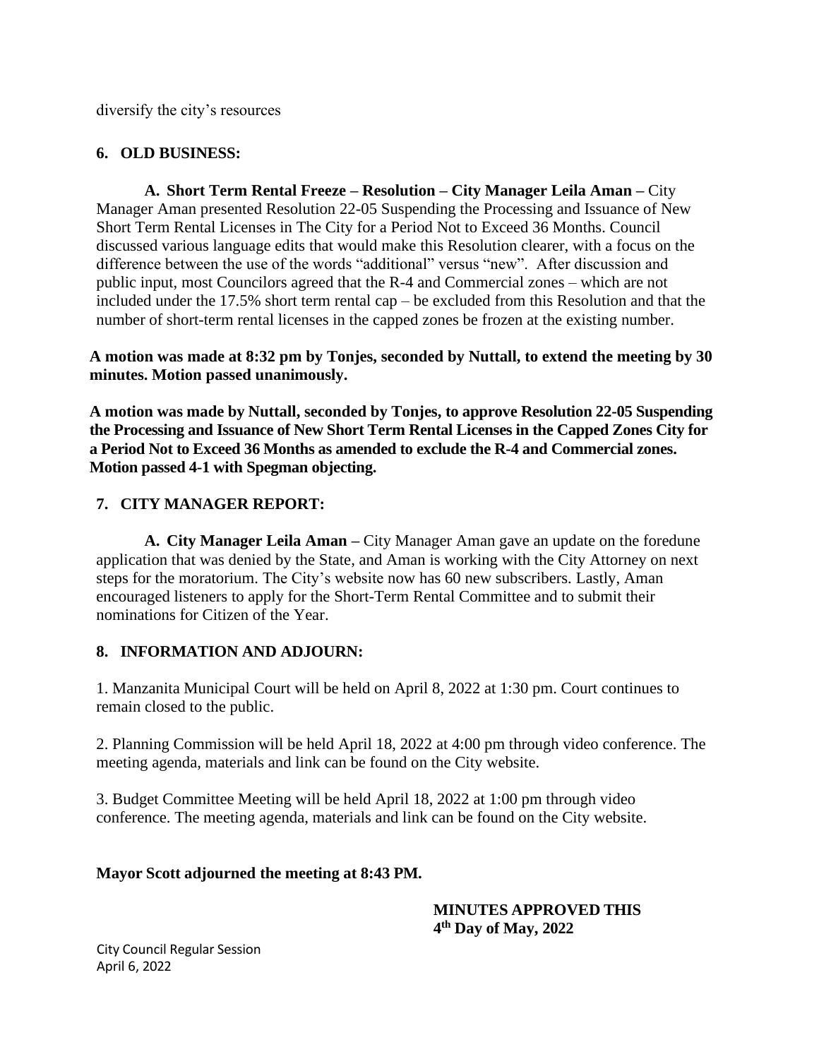diversify the city's resources

## 6. OLD BUSINESS:

**A. Short Term Rental Freeze – Resolution – City Manager Leila Aman –** City Manager Aman presented Resolution 22-05 Suspending the Processing and Issuance of New Short Term Rental Licenses in The City for a Period Not to Exceed 36 Months. Council discussed various language edits that would make this Resolution clearer, with a focus on the difference between the use of the words "additional" versus "new". After discussion and public input, most Councilors agreed that the R-4 and Commercial zones – which are not included under the 17.5% short term rental cap – be excluded from this Resolution and that the number of short-term rental licenses in the capped zones be frozen at the existing number.

**A motion was made at 8:32 pm by Tonjes, seconded by Nuttall, to extend the meeting by 30 minutes. Motion passed unanimously.**

**A motion was made by Nuttall, seconded by Tonjes, to approve Resolution 22-05 Suspending the Processing and Issuance of New Short Term Rental Licenses in the Capped Zones City for a Period Not to Exceed 36 Months as amended to exclude the R-4 and Commercial zones. Motion passed 4-1 with Spegman objecting.**

## 7. CITY MANAGER REPORT:

**A. City Manager Leila Aman –** City Manager Aman gave an update on the foredune application that was denied by the State, and Aman is working with the City Attorney on next steps for the moratorium. The City's website now has 60 new subscribers. Lastly, Aman encouraged listeners to apply for the Short-Term Rental Committee and to submit their nominations for Citizen of the Year.

## 8. INFORMATION AND ADJOURN:

1. Manzanita Municipal Court will be held on April 8, 2022 at 1:30 pm. Court continues to remain closed to the public.

2. Planning Commission will be held April 18, 2022 at 4:00 pm through video conference. The meeting agenda, materials and link can be found on the City website.

3. Budget Committee Meeting will be held April 18, 2022 at 1:00 pm through video conference. The meeting agenda, materials and link can be found on the City website.

**Mayor Scott adjourned the meeting at 8:43 PM.**

**MINUTES APPROVED THIS**
**4th Day of May, 2022**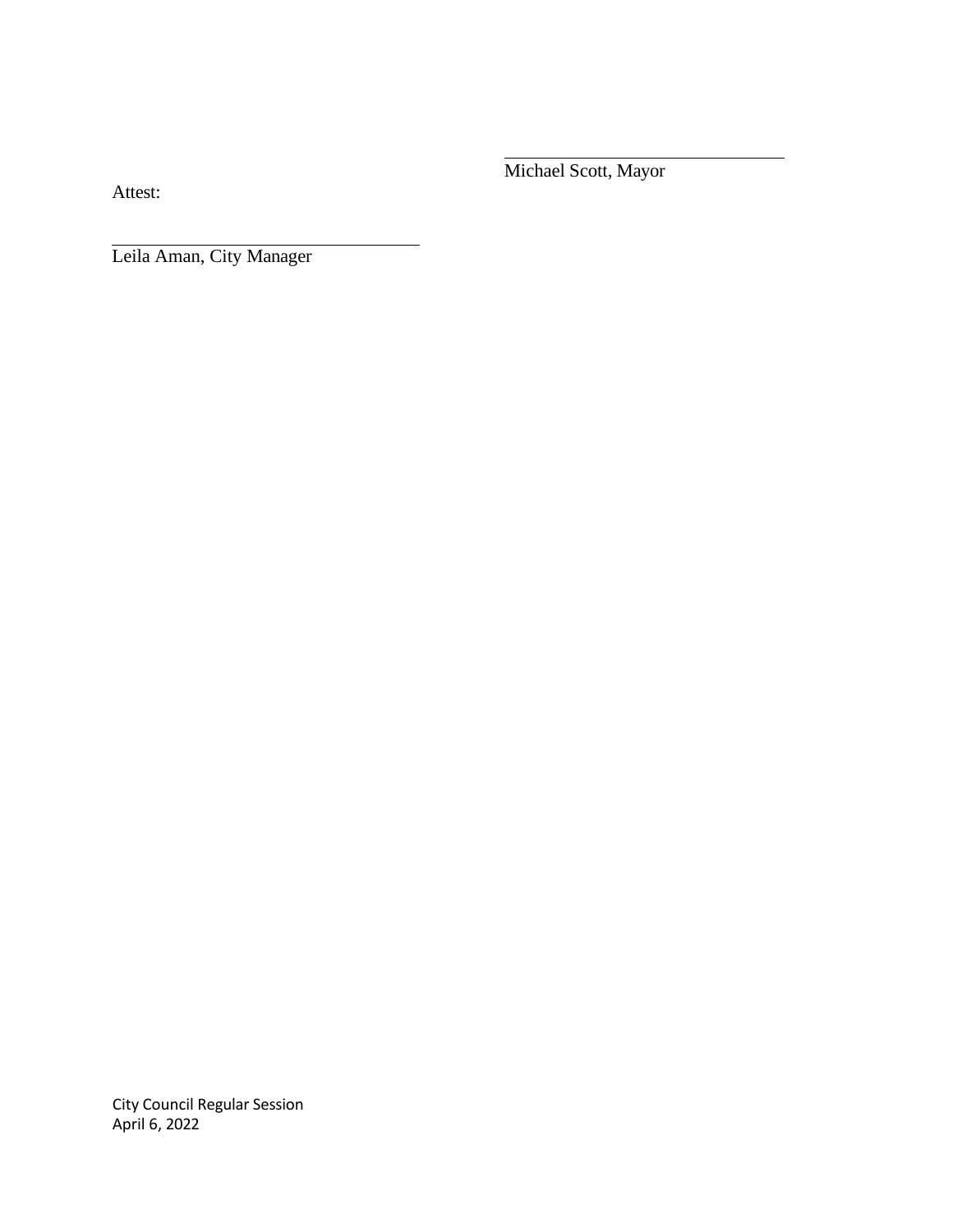\_\_\_\_\_\_\_\_\_\_\_\_\_\_\_\_\_\_\_\_\_\_\_\_\_\_\_\_\_\_
Michael Scott, Mayor

Attest:

\_\_\_\_\_\_\_\_\_\_\_\_\_\_\_\_\_\_\_\_\_\_\_\_\_\_\_\_\_\_
Leila Aman, City Manager